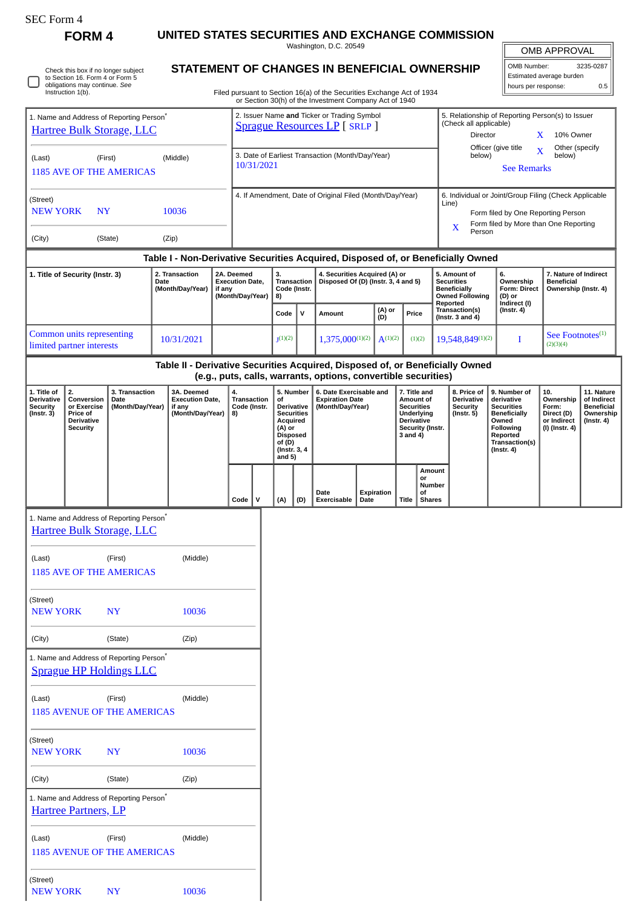SEC Form 4

# FORM 4

## UNITED STATES SECURITIES AND EXCHANGE COMMISSION

Washington, D.C. 20549

## STATEMENT OF CHANGES IN BENEFICIAL OWNERSHIP

Filed pursuant to Section 16(a) of the Securities Exchange Act of 1934 or Section 30(h) of the Investment Company Act of 1940

| OMB APPROVAL | |
|---|---|
| OMB Number: | 3235-0287 |
| Estimated average burden | |
| hours per response: | 0.5 |

☐ Check this box if no longer subject to Section 16. Form 4 or Form 5 obligations may continue. *See* Instruction 1(b).

1. Name and Address of Reporting Person*
Hartree Bulk Storage, LLC

(Last) (First) (Middle)
1185 AVE OF THE AMERICAS

(Street)
NEW YORK NY 10036

(City) (State) (Zip)

2. Issuer Name **and** Ticker or Trading Symbol
Sprague Resources LP [ SRLP ]

3. Date of Earliest Transaction (Month/Day/Year)
10/31/2021

4. If Amendment, Date of Original Filed (Month/Day/Year)

5. Relationship of Reporting Person(s) to Issuer (Check all applicable)
Director
X 10% Owner
Officer (give title below)
X Other (specify below)
See Remarks

6. Individual or Joint/Group Filing (Check Applicable Line)
Form filed by One Reporting Person
X Form filed by More than One Reporting Person

### Table I - Non-Derivative Securities Acquired, Disposed of, or Beneficially Owned

| 1. Title of Security (Instr. 3) | 2. Transaction Date (Month/Day/Year) | 2A. Deemed Execution Date, if any (Month/Day/Year) | 3. Transaction Code (Instr. 8) | | 4. Securities Acquired (A) or Disposed Of (D) (Instr. 3, 4 and 5) | | | 5. Amount of Securities Beneficially Owned Following Reported Transaction(s) (Instr. 3 and 4) | 6. Ownership Form: Direct (D) or Indirect (I) (Instr. 4) | 7. Nature of Indirect Beneficial Ownership (Instr. 4) |
|---|---|---|---|---|---|---|---|---|---|---|
| | | | Code | V | Amount | (A) or (D) | Price | | | |
| Common units representing limited partner interests | 10/31/2021 | | J(1)(2) | | 1,375,000(1)(2) | A(1)(2) | (1)(2) | 19,548,849(1)(2) | I | See Footnotes(1)(2)(3)(4) |

### Table II - Derivative Securities Acquired, Disposed of, or Beneficially Owned (e.g., puts, calls, warrants, options, convertible securities)

| 1. Title of Derivative Security (Instr. 3) | 2. Conversion or Exercise Price of Derivative Security | 3. Transaction Date (Month/Day/Year) | 3A. Deemed Execution Date, if any (Month/Day/Year) | 4. Transaction Code (Instr. 8) | | 5. Number of Derivative Securities Acquired (A) or Disposed of (D) (Instr. 3, 4 and 5) | | 6. Date Exercisable and Expiration Date (Month/Day/Year) | | 7. Title and Amount of Securities Underlying Derivative Security (Instr. 3 and 4) | | 8. Price of Derivative Security (Instr. 5) | 9. Number of derivative Securities Beneficially Owned Following Reported Transaction(s) (Instr. 4) | 10. Ownership Form: Direct (D) or Indirect (I) (Instr. 4) | 11. Nature of Indirect Beneficial Ownership (Instr. 4) |
|---|---|---|---|---|---|---|---|---|---|---|---|---|---|---|---|
| | | | | Code | V | (A) | (D) | Date Exercisable | Expiration Date | Title | Amount or Number of Shares | | | | |

1. Name and Address of Reporting Person*
Hartree Bulk Storage, LLC

(Last) (First) (Middle)
1185 AVE OF THE AMERICAS

(Street)
NEW YORK NY 10036

(City) (State) (Zip)

1. Name and Address of Reporting Person*
Sprague HP Holdings LLC

(Last) (First) (Middle)
1185 AVENUE OF THE AMERICAS

(Street)
NEW YORK NY 10036

(City) (State) (Zip)

1. Name and Address of Reporting Person*
Hartree Partners, LP

(Last) (First) (Middle)
1185 AVENUE OF THE AMERICAS

(Street)
NEW YORK NY 10036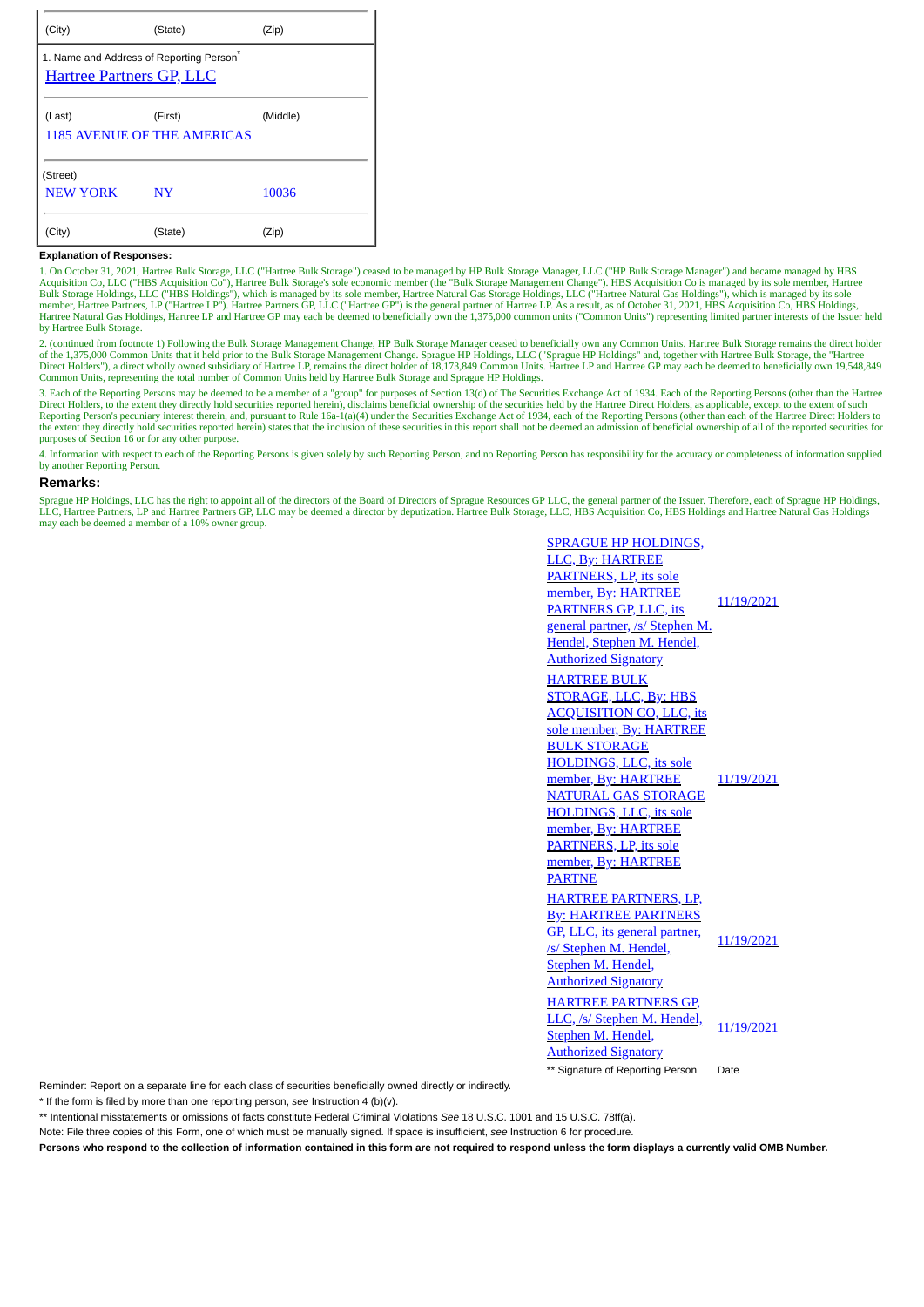| (City) | (State) | (Zip) |
|---|---|---|

1. Name and Address of Reporting Person*

Hartree Partners GP, LLC

| (Last) | (First) | (Middle) |
|---|---|---|
| 1185 AVENUE OF THE AMERICAS | | |

| (Street) | | |
|---|---|---|
| NEW YORK | NY | 10036 |
| (City) | (State) | (Zip) |

**Explanation of Responses:**

1. On October 31, 2021, Hartree Bulk Storage, LLC ("Hartree Bulk Storage") ceased to be managed by HP Bulk Storage Manager, LLC ("HP Bulk Storage Manager") and became managed by HBS Acquisition Co, LLC ("HBS Acquisition Co"), Hartree Bulk Storage's sole economic member (the "Bulk Storage Management Change"). HBS Acquisition Co is managed by its sole member, Hartree Bulk Storage Holdings, LLC ("HBS Holdings"), which is managed by its sole member, Hartree Natural Gas Storage Holdings, LLC ("Hartree Natural Gas Holdings"), which is managed by its sole member, Hartree Partners, LP ("Hartree LP"). Hartree Partners GP, LLC ("Hartree GP") is the general partner of Hartree LP. As a result, as of October 31, 2021, HBS Acquisition Co, HBS Holdings, Hartree Natural Gas Holdings, Hartree LP and Hartree GP may each be deemed to beneficially own the 1,375,000 common units ("Common Units") representing limited partner interests of the Issuer held by Hartree Bulk Storage.

2. (continued from footnote 1) Following the Bulk Storage Management Change, HP Bulk Storage Manager ceased to beneficially own any Common Units. Hartree Bulk Storage remains the direct holder of the 1,375,000 Common Units that it held prior to the Bulk Storage Management Change. Sprague HP Holdings, LLC ("Sprague HP Holdings" and, together with Hartree Bulk Storage, the "Hartree Direct Holders"), a direct wholly owned subsidiary of Hartree LP, remains the direct holder of 18,173,849 Common Units. Hartree LP and Hartree GP may each be deemed to beneficially own 19,548,849 Common Units, representing the total number of Common Units held by Hartree Bulk Storage and Sprague HP Holdings.

3. Each of the Reporting Persons may be deemed to be a member of a "group" for purposes of Section 13(d) of The Securities Exchange Act of 1934. Each of the Reporting Persons (other than the Hartree Direct Holders, to the extent they directly hold securities reported herein), disclaims beneficial ownership of the securities held by the Hartree Direct Holders, as applicable, except to the extent of such Reporting Person's pecuniary interest therein, and, pursuant to Rule 16a-1(a)(4) under the Securities Exchange Act of 1934, each of the Reporting Persons (other than each of the Hartree Direct Holders to the extent they directly hold securities reported herein) states that the inclusion of these securities in this report shall not be deemed an admission of beneficial ownership of all of the reported securities for purposes of Section 16 or for any other purpose.

4. Information with respect to each of the Reporting Persons is given solely by such Reporting Person, and no Reporting Person has responsibility for the accuracy or completeness of information supplied by another Reporting Person.

## Remarks:

Sprague HP Holdings, LLC has the right to appoint all of the directors of the Board of Directors of Sprague Resources GP LLC, the general partner of the Issuer. Therefore, each of Sprague HP Holdings, LLC, Hartree Partners, LP and Hartree Partners GP, LLC may be deemed a director by deputization. Hartree Bulk Storage, LLC, HBS Acquisition Co, HBS Holdings and Hartree Natural Gas Holdings may each be deemed a member of a 10% owner group.

| | |
|---|---|
| SPRAGUE HP HOLDINGS, LLC, By: HARTREE PARTNERS, LP, its sole member, By: HARTREE PARTNERS GP, LLC, its general partner, /s/ Stephen M. Hendel, Stephen M. Hendel, Authorized Signatory | 11/19/2021 |
| HARTREE BULK STORAGE, LLC, By: HBS ACQUISITION CO, LLC, its sole member, By: HARTREE BULK STORAGE HOLDINGS, LLC, its sole member, By: HARTREE NATURAL GAS STORAGE HOLDINGS, LLC, its sole member, By: HARTREE PARTNERS, LP, its sole member, By: HARTREE PARTNE | 11/19/2021 |
| HARTREE PARTNERS, LP, By: HARTREE PARTNERS GP, LLC, its general partner, /s/ Stephen M. Hendel, Stephen M. Hendel, Authorized Signatory | 11/19/2021 |
| HARTREE PARTNERS GP, LLC, /s/ Stephen M. Hendel, Stephen M. Hendel, Authorized Signatory | 11/19/2021 |
| ** Signature of Reporting Person | Date |

Reminder: Report on a separate line for each class of securities beneficially owned directly or indirectly.

* If the form is filed by more than one reporting person, *see* Instruction 4 (b)(v).

** Intentional misstatements or omissions of facts constitute Federal Criminal Violations *See* 18 U.S.C. 1001 and 15 U.S.C. 78ff(a).

Note: File three copies of this Form, one of which must be manually signed. If space is insufficient, *see* Instruction 6 for procedure.

**Persons who respond to the collection of information contained in this form are not required to respond unless the form displays a currently valid OMB Number.**